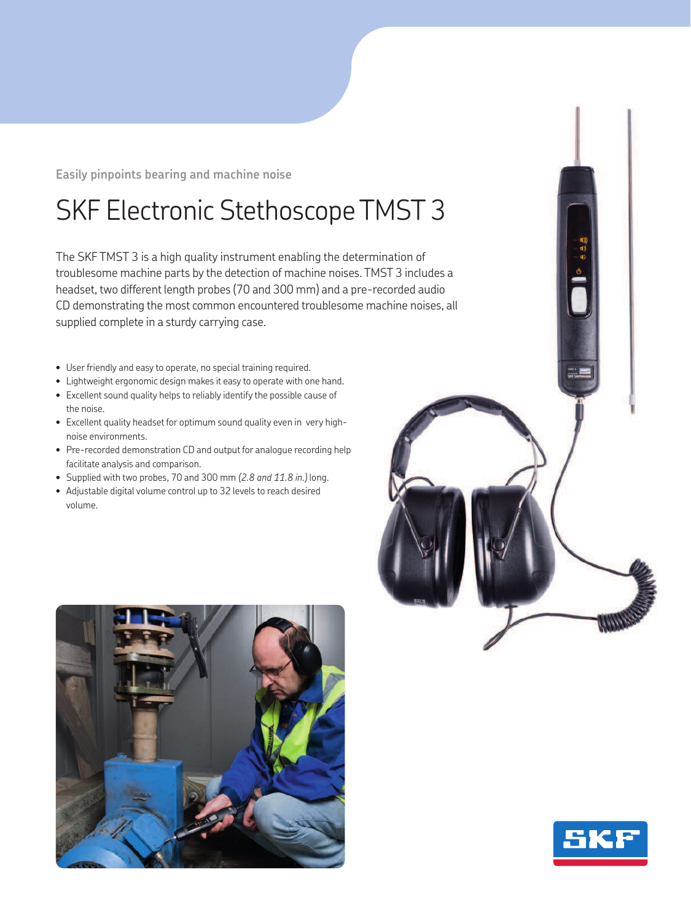Easily pinpoints bearing and machine noise

# SKF Electronic Stethoscope TMST 3

The SKF TMST 3 is a high quality instrument enabling the determination of troublesome machine parts by the detection of machine noises. TMST 3 includes a headset, two different length probes (70 and 300 mm) and a pre-recorded audio CD demonstrating the most common encountered troublesome machine noises, all supplied complete in a sturdy carrying case.

- User friendly and easy to operate, no special training required.
- Lightweight ergonomic design makes it easy to operate with one hand.
- Excellent sound quality helps to reliably identify the possible cause of the noise.
- Excellent quality headset for optimum sound quality even in very high-noise environments.
- Pre-recorded demonstration CD and output for analogue recording help facilitate analysis and comparison.
- Supplied with two probes, 70 and 300 mm *(2.8 and 11.8 in.)* long.
- Adjustable digital volume control up to 32 levels to reach desired volume.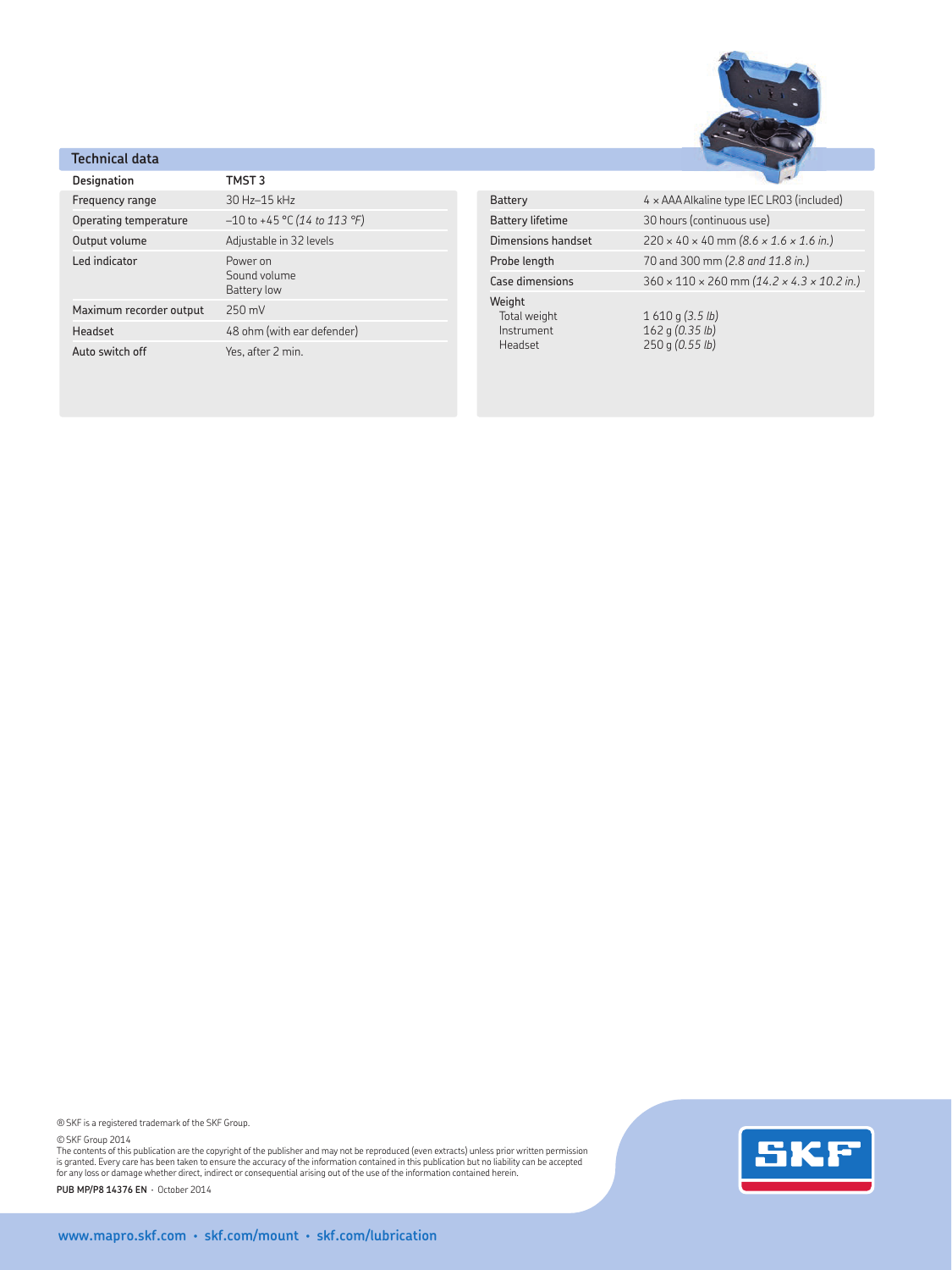## Technical data

| Designation | TMST 3 |
|---|---|
| Frequency range | 30 Hz–15 kHz |
| Operating temperature | –10 to +45 °C *(14 to 113 °F)* |
| Output volume | Adjustable in 32 levels |
| Led indicator | Power on<br>Sound volume<br>Battery low |
| Maximum recorder output | 250 mV |
| Headset | 48 ohm (with ear defender) |
| Auto switch off | Yes, after 2 min. |
| Battery | 4 × AAA Alkaline type IEC LR03 (included) |
| Battery lifetime | 30 hours (continuous use) |
| Dimensions handset | 220 × 40 × 40 mm *(8.6 × 1.6 × 1.6 in.)* |
| Probe length | 70 and 300 mm *(2.8 and 11.8 in.)* |
| Case dimensions | 360 × 110 × 260 mm *(14.2 × 4.3 × 10.2 in.)* |
| Weight | |
| Total weight | 1 610 g *(3.5 lb)* |
| Instrument | 162 g *(0.35 lb)* |
| Headset | 250 g *(0.55 lb)* |

® SKF is a registered trademark of the SKF Group.

© SKF Group 2014
The contents of this publication are the copyright of the publisher and may not be reproduced (even extracts) unless prior written permission is granted. Every care has been taken to ensure the accuracy of the information contained in this publication but no liability can be accepted for any loss or damage whether direct, indirect or consequential arising out of the use of the information contained herein.

**PUB MP/P8 14376 EN** · October 2014

**www.mapro.skf.com • skf.com/mount • skf.com/lubrication**